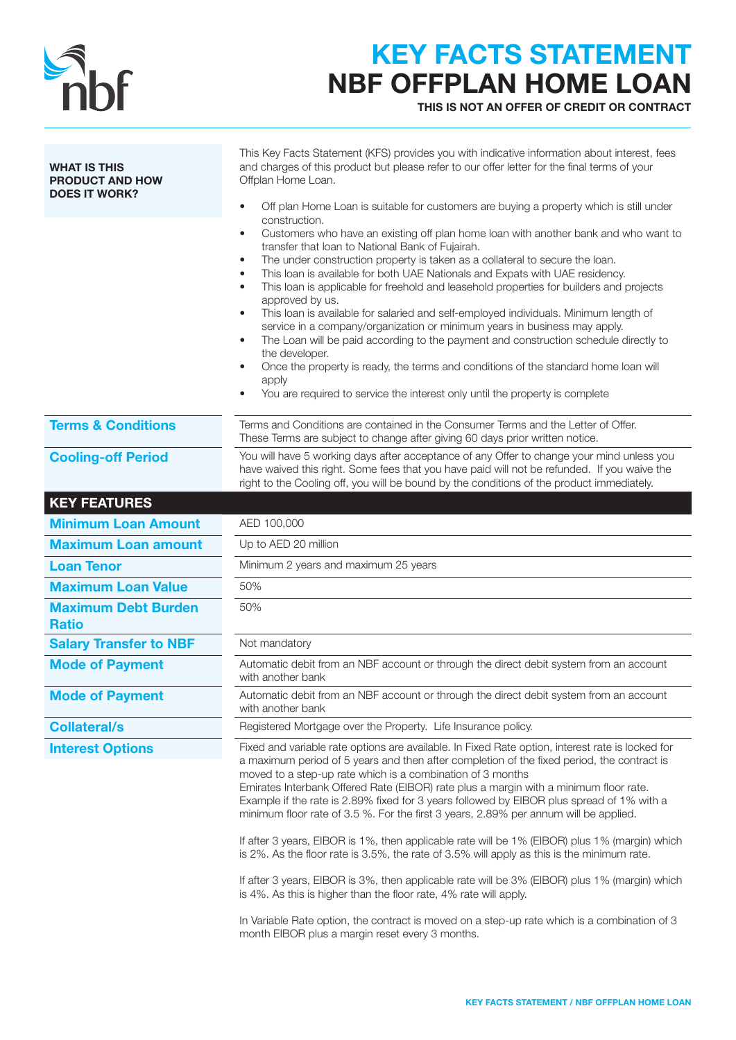# KEY FACTS STATEMENT
# NBF OFFPLAN HOME LOAN

**THIS IS NOT AN OFFER OF CREDIT OR CONTRACT**

| | |
|---|---|
| **WHAT IS THIS PRODUCT AND HOW DOES IT WORK?** | This Key Facts Statement (KFS) provides you with indicative information about interest, fees and charges of this product but please refer to our offer letter for the final terms of your Offplan Home Loan.<br><br>• Off plan Home Loan is suitable for customers are buying a property which is still under construction.<br>• Customers who have an existing off plan home loan with another bank and who want to transfer that loan to National Bank of Fujairah.<br>• The under construction property is taken as a collateral to secure the loan.<br>• This loan is available for both UAE Nationals and Expats with UAE residency.<br>• This loan is applicable for freehold and leasehold properties for builders and projects approved by us.<br>• This loan is available for salaried and self-employed individuals. Minimum length of service in a company/organization or minimum years in business may apply.<br>• The Loan will be paid according to the payment and construction schedule directly to the developer.<br>• Once the property is ready, the terms and conditions of the standard home loan will apply<br>• You are required to service the interest only until the property is complete |
| **Terms & Conditions** | Terms and Conditions are contained in the Consumer Terms and the Letter of Offer. These Terms are subject to change after giving 60 days prior written notice. |
| **Cooling-off Period** | You will have 5 working days after acceptance of any Offer to change your mind unless you have waived this right. Some fees that you have paid will not be refunded. If you waive the right to the Cooling off, you will be bound by the conditions of the product immediately. |

## KEY FEATURES

| | |
|---|---|
| **Minimum Loan Amount** | AED 100,000 |
| **Maximum Loan amount** | Up to AED 20 million |
| **Loan Tenor** | Minimum 2 years and maximum 25 years |
| **Maximum Loan Value** | 50% |
| **Maximum Debt Burden Ratio** | 50% |
| **Salary Transfer to NBF** | Not mandatory |
| **Mode of Payment** | Automatic debit from an NBF account or through the direct debit system from an account with another bank |
| **Mode of Payment** | Automatic debit from an NBF account or through the direct debit system from an account with another bank |
| **Collateral/s** | Registered Mortgage over the Property. Life Insurance policy. |
| **Interest Options** | Fixed and variable rate options are available. In Fixed Rate option, interest rate is locked for a maximum period of 5 years and then after completion of the fixed period, the contract is moved to a step-up rate which is a combination of 3 months Emirates Interbank Offered Rate (EIBOR) rate plus a margin with a minimum floor rate. Example if the rate is 2.89% fixed for 3 years followed by EIBOR plus spread of 1% with a minimum floor rate of 3.5 %. For the first 3 years, 2.89% per annum will be applied.<br><br>If after 3 years, EIBOR is 1%, then applicable rate will be 1% (EIBOR) plus 1% (margin) which is 2%. As the floor rate is 3.5%, the rate of 3.5% will apply as this is the minimum rate.<br><br>If after 3 years, EIBOR is 3%, then applicable rate will be 3% (EIBOR) plus 1% (margin) which is 4%. As this is higher than the floor rate, 4% rate will apply.<br><br>In Variable Rate option, the contract is moved on a step-up rate which is a combination of 3 month EIBOR plus a margin reset every 3 months. |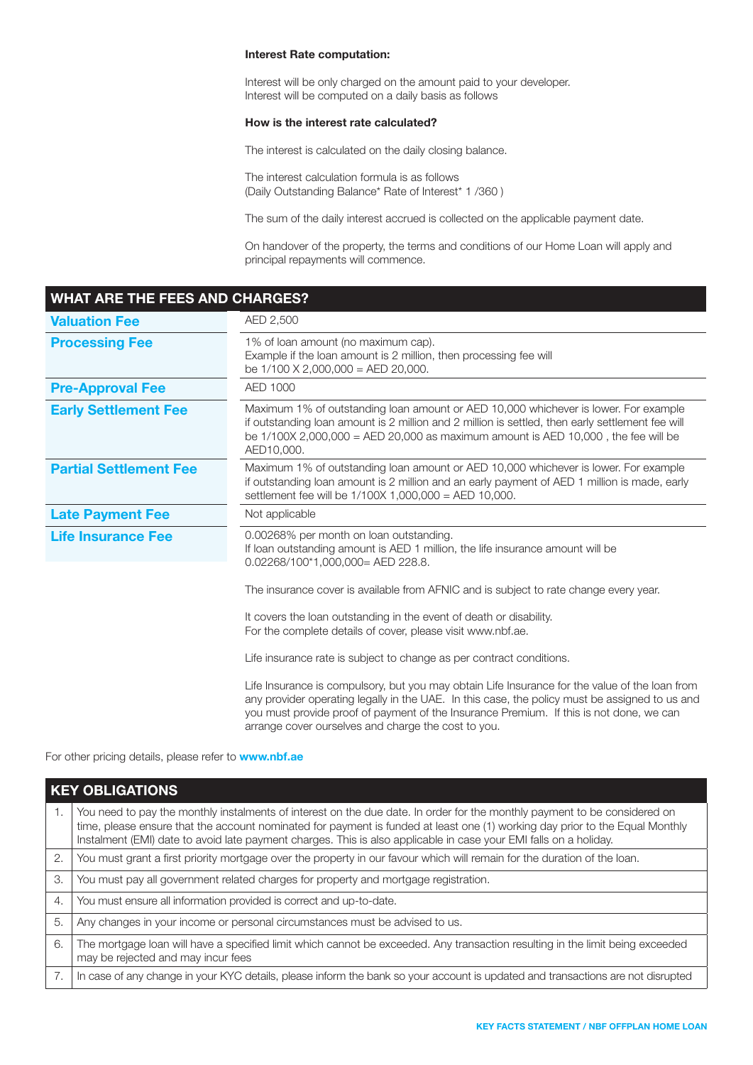**Interest Rate computation:**

Interest will be only charged on the amount paid to your developer.
Interest will be computed on a daily basis as follows

**How is the interest rate calculated?**

The interest is calculated on the daily closing balance.

The interest calculation formula is as follows
(Daily Outstanding Balance* Rate of Interest* 1 /360 )

The sum of the daily interest accrued is collected on the applicable payment date.

On handover of the property, the terms and conditions of our Home Loan will apply and principal repayments will commence.

## WHAT ARE THE FEES AND CHARGES?

| | |
|---|---|
| **Valuation Fee** | AED 2,500 |
| **Processing Fee** | 1% of loan amount (no maximum cap).<br>Example if the loan amount is 2 million, then processing fee will be 1/100 X 2,000,000 = AED 20,000. |
| **Pre-Approval Fee** | AED 1000 |
| **Early Settlement Fee** | Maximum 1% of outstanding loan amount or AED 10,000 whichever is lower. For example if outstanding loan amount is 2 million and 2 million is settled, then early settlement fee will be 1/100X 2,000,000 = AED 20,000 as maximum amount is AED 10,000 , the fee will be AED10,000. |
| **Partial Settlement Fee** | Maximum 1% of outstanding loan amount or AED 10,000 whichever is lower. For example if outstanding loan amount is 2 million and an early payment of AED 1 million is made, early settlement fee will be 1/100X 1,000,000 = AED 10,000. |
| **Late Payment Fee** | Not applicable |
| **Life Insurance Fee** | 0.00268% per month on loan outstanding.<br>If loan outstanding amount is AED 1 million, the life insurance amount will be 0.02268/100*1,000,000= AED 228.8.<br><br>The insurance cover is available from AFNIC and is subject to rate change every year.<br><br>It covers the loan outstanding in the event of death or disability.<br>For the complete details of cover, please visit www.nbf.ae.<br><br>Life insurance rate is subject to change as per contract conditions.<br><br>Life Insurance is compulsory, but you may obtain Life Insurance for the value of the loan from any provider operating legally in the UAE. In this case, the policy must be assigned to us and you must provide proof of payment of the Insurance Premium. If this is not done, we can arrange cover ourselves and charge the cost to you. |

For other pricing details, please refer to **www.nbf.ae**

## KEY OBLIGATIONS

| | |
|---|---|
| 1. | You need to pay the monthly instalments of interest on the due date. In order for the monthly payment to be considered on time, please ensure that the account nominated for payment is funded at least one (1) working day prior to the Equal Monthly Instalment (EMI) date to avoid late payment charges. This is also applicable in case your EMI falls on a holiday. |
| 2. | You must grant a first priority mortgage over the property in our favour which will remain for the duration of the loan. |
| 3. | You must pay all government related charges for property and mortgage registration. |
| 4. | You must ensure all information provided is correct and up-to-date. |
| 5. | Any changes in your income or personal circumstances must be advised to us. |
| 6. | The mortgage loan will have a specified limit which cannot be exceeded. Any transaction resulting in the limit being exceeded may be rejected and may incur fees |
| 7. | In case of any change in your KYC details, please inform the bank so your account is updated and transactions are not disrupted |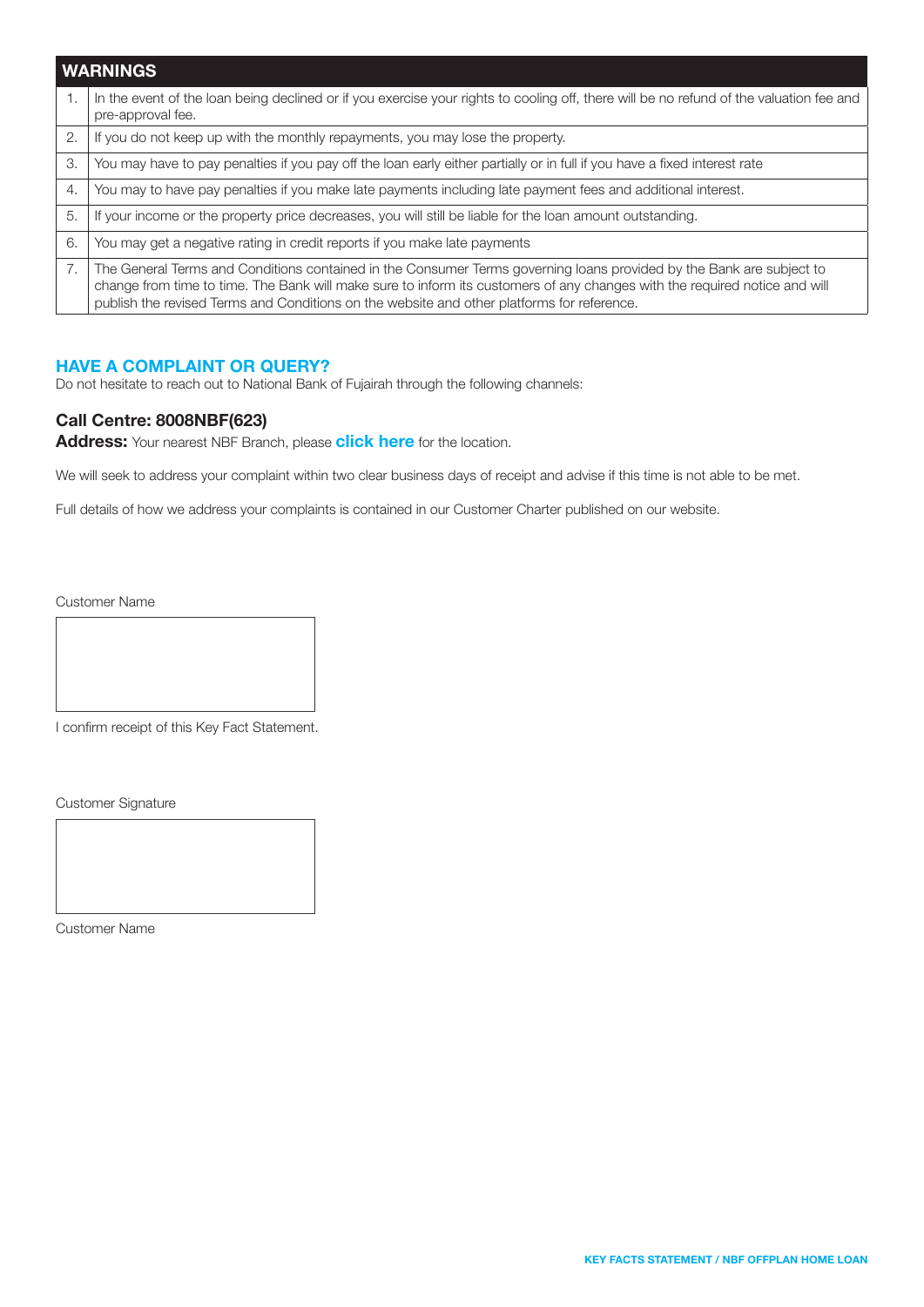| WARNINGS | |
|---|---|
| 1. | In the event of the loan being declined or if you exercise your rights to cooling off, there will be no refund of the valuation fee and pre-approval fee. |
| 2. | If you do not keep up with the monthly repayments, you may lose the property. |
| 3. | You may have to pay penalties if you pay off the loan early either partially or in full if you have a fixed interest rate |
| 4. | You may to have pay penalties if you make late payments including late payment fees and additional interest. |
| 5. | If your income or the property price decreases, you will still be liable for the loan amount outstanding. |
| 6. | You may get a negative rating in credit reports if you make late payments |
| 7. | The General Terms and Conditions contained in the Consumer Terms governing loans provided by the Bank are subject to change from time to time. The Bank will make sure to inform its customers of any changes with the required notice and will publish the revised Terms and Conditions on the website and other platforms for reference. |

## HAVE A COMPLAINT OR QUERY?

Do not hesitate to reach out to National Bank of Fujairah through the following channels:

**Call Centre: 8008NBF(623)**

**Address:** Your nearest NBF Branch, please **click here** for the location.

We will seek to address your complaint within two clear business days of receipt and advise if this time is not able to be met.

Full details of how we address your complaints is contained in our Customer Charter published on our website.

Customer Name

I confirm receipt of this Key Fact Statement.

Customer Signature

Customer Name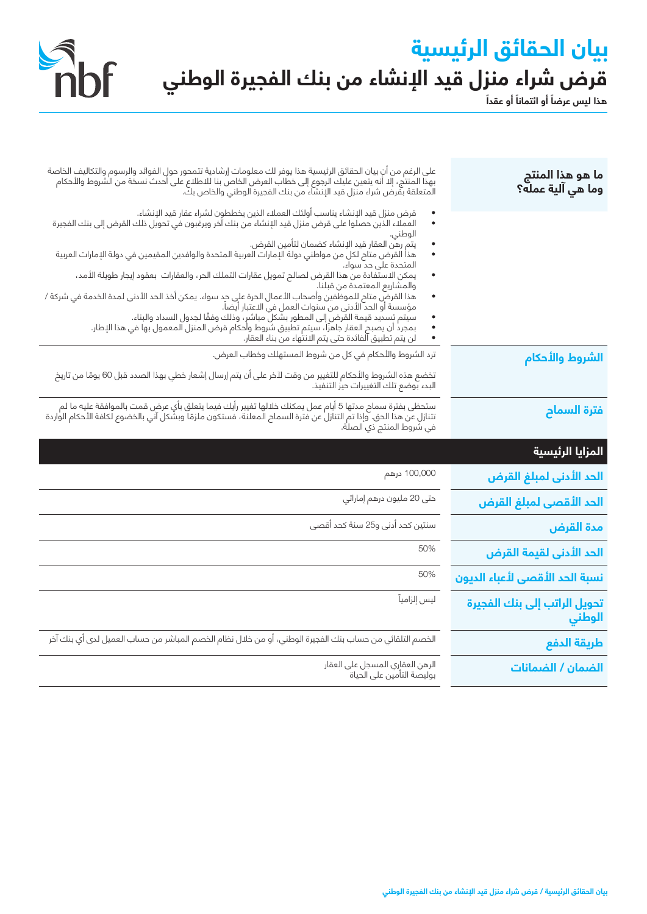# بيان الحقائق الرئيسية

## قرض شراء منزل قيد الإنشاء من بنك الفجيرة الوطني

**هذا ليس عرضاً أو ائتماناً أو عقداً**

| | |
|---|---|
| **ما هو هذا المنتج وما هي آلية عمله؟** | على الرغم من أن بيان الحقائق الرئيسية هذا يوفر لك معلومات إرشادية تتمحور حول الفوائد والرسوم والتكاليف الخاصة بهذا المنتج، إلا أنه يتعين عليك الرجوع إلى خطاب العرض الخاص بنا للاطلاع على أحدث نسخة من الشروط والأحكام المتعلقة بقرض شراء منزل قيد الإنشاء من بنك الفجيرة الوطني والخاص بك.<br>• قرض منزل قيد الإنشاء يناسب أولئك العملاء الذين يخططون لشراء عقار قيد الإنشاء.<br>• العملاء الذين حصلوا على قرض منزل قيد الإنشاء من بنك آخر ويرغبون في تحويل ذلك القرض إلى بنك الفجيرة الوطني.<br>• يتم رهن العقار قيد الإنشاء كضمان لتأمين القرض.<br>• هذا القرض متاح لكل من مواطني دولة الإمارات العربية المتحدة والوافدين المقيمين في دولة الإمارات العربية المتحدة على حد سواء.<br>• يمكن الاستفادة من هذا القرض لصالح تمويل عقارات التملك الحر، والعقارات بعقود إيجار طويلة الأمد، والمشاريع المعتمدة من قبلنا.<br>• هذا القرض متاح للموظفين وأصحاب الأعمال الحرة على حد سواء. يمكن أخذ الحد الأدنى لمدة الخدمة في شركة / مؤسسة أو الحد الأدنى من سنوات العمل في الاعتبار أيضاً.<br>• سيتم تسديد قيمة القرض إلى المطور بشكل مباشر، وذلك وفقًا لجدول السداد والبناء.<br>• بمجرد أن يصبح العقار جاهزًا، سيتم تطبيق شروط وأحكام قرض المنزل المعمول بها في هذا الإطار.<br>• لن يتم تطبيق الفائدة حتى يتم الانتهاء من بناء العقار. |
| **الشروط والأحكام** | ترد الشروط والأحكام في كل من شروط المستهلك وخطاب العرض.<br><br>تخضع هذه الشروط والأحكام للتغيير من وقت لآخر على أن يتم إرسال إشعار خطي بهذا الصدد قبل 60 يومًا من تاريخ البدء بوضع تلك التغييرات حيز التنفيذ. |
| **فترة السماح** | ستحظى بفترة سماح مدتها 5 أيام عمل يمكنك خلالها تغيير رأيك فيما يتعلق بأي عرض قمت بالموافقة عليه ما لم تتنازل عن هذا الحق. وإذا تم التنازل عن فترة السماح المعلنة، فستكون ملزمًا وبشكل آني بالخضوع لكافة الأحكام الواردة في شروط المنتج ذي الصلة. |

## المزايا الرئيسية

| | |
|---|---|
| **الحد الأدنى لمبلغ القرض** | 100,000 درهم |
| **الحد الأقصى لمبلغ القرض** | حتى 20 مليون درهم إماراتي |
| **مدة القرض** | سنتين كحد أدنى و25 سنة كحد أقصى |
| **الحد الأدنى لقيمة القرض** | 50% |
| **نسبة الحد الأقصى لأعباء الديون** | 50% |
| **تحويل الراتب إلى بنك الفجيرة الوطني** | ليس إلزامياً |
| **طريقة الدفع** | الخصم التلقائي من حساب بنك الفجيرة الوطني، أو من خلال نظام الخصم المباشر من حساب العميل لدى أي بنك آخر |
| **الضمان / الضمانات** | الرهن العقاري المسجل على العقار<br>بوليصة التأمين على الحياة |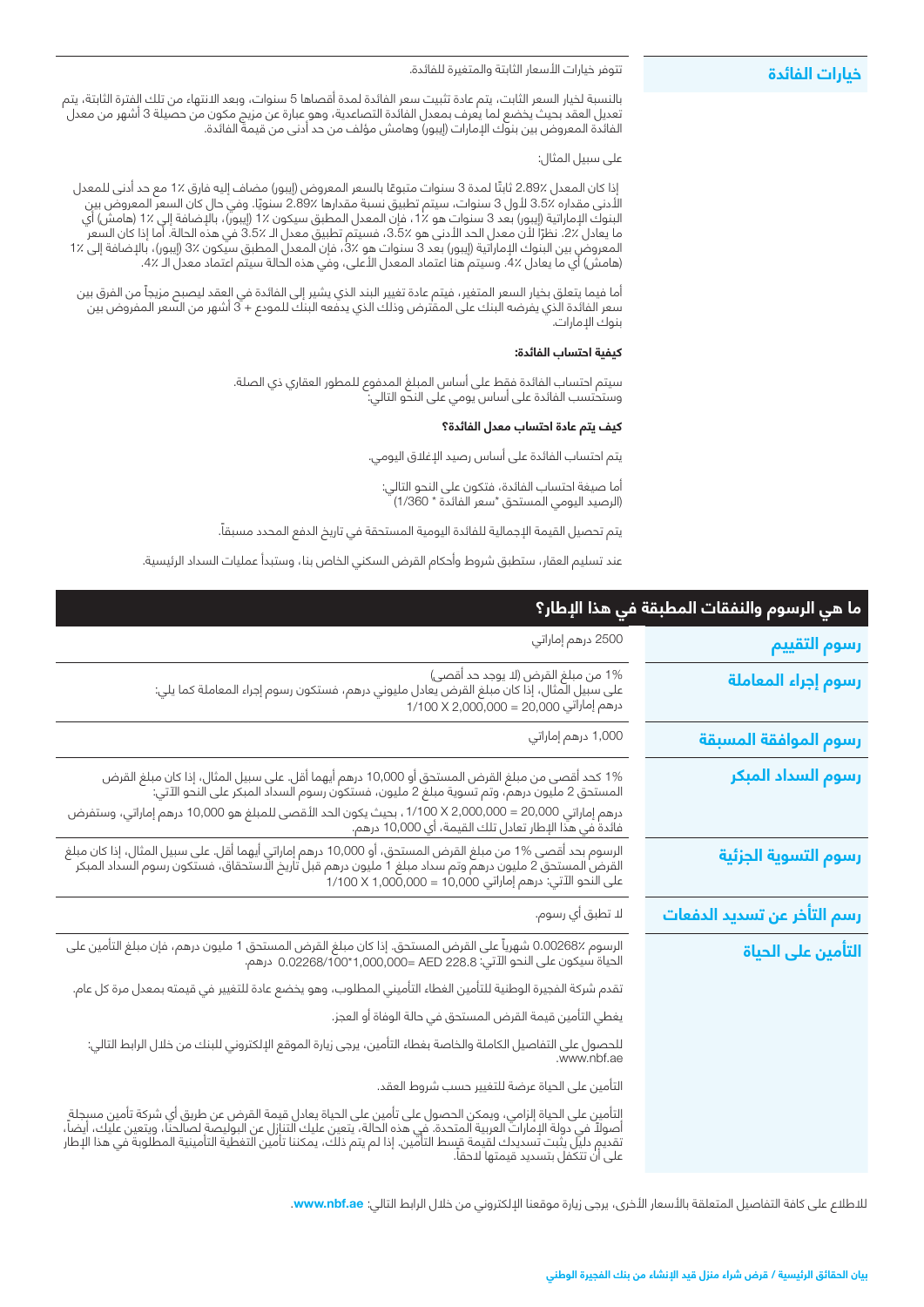## خيارات الفائدة

تتوفر خيارات الأسعار الثابتة والمتغيرة للفائدة.

بالنسبة لخيار السعر الثابت، يتم عادة تثبيت سعر الفائدة لمدة أقصاها 5 سنوات، وبعد الانتهاء من تلك الفترة الثابتة، يتم تعديل العقد بحيث يخضع لما يعرف بمعدل الفائدة التصاعدية، وهو عبارة عن مزيج مكون من حصيلة 3 أشهر من معدل الفائدة المعروض بين بنوك الإمارات (إيبور) وهامش مؤلف من حد أدنى من قيمة الفائدة.

على سبيل المثال:

إذا كان المعدل 2.89٪ ثابتًا لمدة 3 سنوات متبوعًا بالسعر المعروض (إيبور) مضاف إليه فارق 1٪ مع حد أدنى للمعدل الأدنى مقداره 3.5٪ لأول 3 سنوات، سيتم تطبيق نسبة مقدارها 2.89٪ سنويًا. وفي حال كان السعر المعروض بين البنوك الإماراتية (إيبور) بعد 3 سنوات هو 1٪، فإن المعدل المطبق سيكون 1٪ (إيبور)، بالإضافة إلى 1٪ (هامش) أي ما يعادل 2٪. نظرًا لأن معدل الحد الأدنى هو 3.5٪، فسيتم تطبيق معدل الـ 3.5٪ في هذه الحالة. أما إذا كان السعر المعروض بين البنوك الإماراتية (إيبور) بعد 3 سنوات هو 3٪، فإن المعدل المطبق سيكون 3٪ (إيبور)، بالإضافة إلى 1٪ (هامش) أي ما يعادل 4٪. وسيتم هنا اعتماد المعدل الأعلى، وفي هذه الحالة سيتم اعتماد معدل الـ 4٪.

أما فيما يتعلق بخيار السعر المتغير، فيتم عادة تغيير البند الذي يشير إلى الفائدة في العقد ليصبح مزيجاً من الفرق بين سعر الفائدة الذي يفرضه البنك على المقترض وذلك الذي يدفعه البنك للمودع + 3 أشهر من السعر المفروض بين بنوك الإمارات.

**كيفية احتساب الفائدة:**

سيتم احتساب الفائدة فقط على أساس المبلغ المدفوع للمطور العقاري ذي الصلة.
وستحتسب الفائدة على أساس يومي على النحو التالي:

**كيف يتم عادة احتساب معدل الفائدة؟**

يتم احتساب الفائدة على أساس رصيد الإغلاق اليومي.

أما صيغة احتساب الفائدة، فتكون على النحو التالي:
(الرصيد اليومي المستحق *سعر الفائدة * 1/360)

يتم تحصيل القيمة الإجمالية للفائدة اليومية المستحقة في تاريخ الدفع المحدد مسبقاً.

عند تسليم العقار، ستطبق شروط وأحكام القرض السكني الخاص بنا، وستبدأ عمليات السداد الرئيسية.

## ما هي الرسوم والنفقات المطبقة في هذا الإطار؟

**رسوم التقييم**

2500 درهم إماراتي

**رسوم إجراء المعاملة**

1% من مبلغ القرض (لا يوجد حد أقصى)
على سبيل المثال، إذا كان مبلغ القرض يعادل مليوني درهم، فستكون رسوم إجراء المعاملة كما يلي:
درهم إماراتي 20,000 = 2,000,000 X 1/100

**رسوم الموافقة المسبقة**

1,000 درهم إماراتي

**رسوم السداد المبكر**

1% كحد أقصى من مبلغ القرض المستحق أو 10,000 درهم أيهما أقل. على سبيل المثال، إذا كان مبلغ القرض المستحق 2 مليون درهم، وتم تسوية مبلغ 2 مليون، فستكون رسوم السداد المبكر على النحو الآتي:

درهم إماراتي 20,000 = 2,000,000 X 1/100 ، بحيث يكون الحد الأقصى للمبلغ هو 10,000 درهم إماراتي، وستفرض فائدة في هذا الإطار تعادل تلك القيمة، أي 10,000 درهم.

**رسوم التسوية الجزئية**

الرسوم بحد أقصى 1% من مبلغ القرض المستحق، أو 10,000 درهم إماراتي أيهما أقل. على سبيل المثال، إذا كان مبلغ القرض المستحق 2 مليون درهم وتم سداد مبلغ 1 مليون درهم قبل تاريخ الاستحقاق، فستكون رسوم السداد المبكر على النحو الآتي: درهم إماراتي 10,000 = 1,000,000 X 1/100

**رسم التأخر عن تسديد الدفعات**

لا تطبق أي رسوم.

**التأمين على الحياة**

الرسوم 0.00268٪ شهرياً على القرض المستحق. إذا كان مبلغ القرض المستحق 1 مليون درهم، فإن مبلغ التأمين على الحياة سيكون على النحو الآتي: 0.02268/100*1,000,000= AED 228.8 درهم.

تقدم شركة الفجيرة الوطنية للتأمين الغطاء التأميني المطلوب، وهو يخضع عادة للتغيير في قيمته بمعدل مرة كل عام.

يغطي التأمين قيمة القرض المستحق في حالة الوفاة أو العجز.

للحصول على التفاصيل الكاملة والخاصة بغطاء التأمين، يرجى زيارة الموقع الإلكتروني للبنك من خلال الرابط التالي: www.nbf.ae.

التأمين على الحياة عرضة للتغيير حسب شروط العقد.

التأمين على الحياة إلزامي، ويمكن الحصول على تأمين على الحياة يعادل قيمة القرض عن طريق أي شركة تأمين مسجلة أصولاً في دولة الإمارات العربية المتحدة. في هذه الحالة، يتعين عليك التنازل عن البوليصة لصالحنا، ويتعين عليك، أيضاً، تقديم دليل يثبت تسديدك لقيمة قسط التأمين. إذا لم يتم ذلك، يمكننا تأمين التغطية التأمينية المطلوبة في هذا الإطار على أن تتكفل بتسديد قيمتها لاحقاً.

للاطلاع على كافة التفاصيل المتعلقة بالأسعار الأخرى، يرجى زيارة موقعنا الإلكتروني من خلال الرابط التالي: **www.nbf.ae.**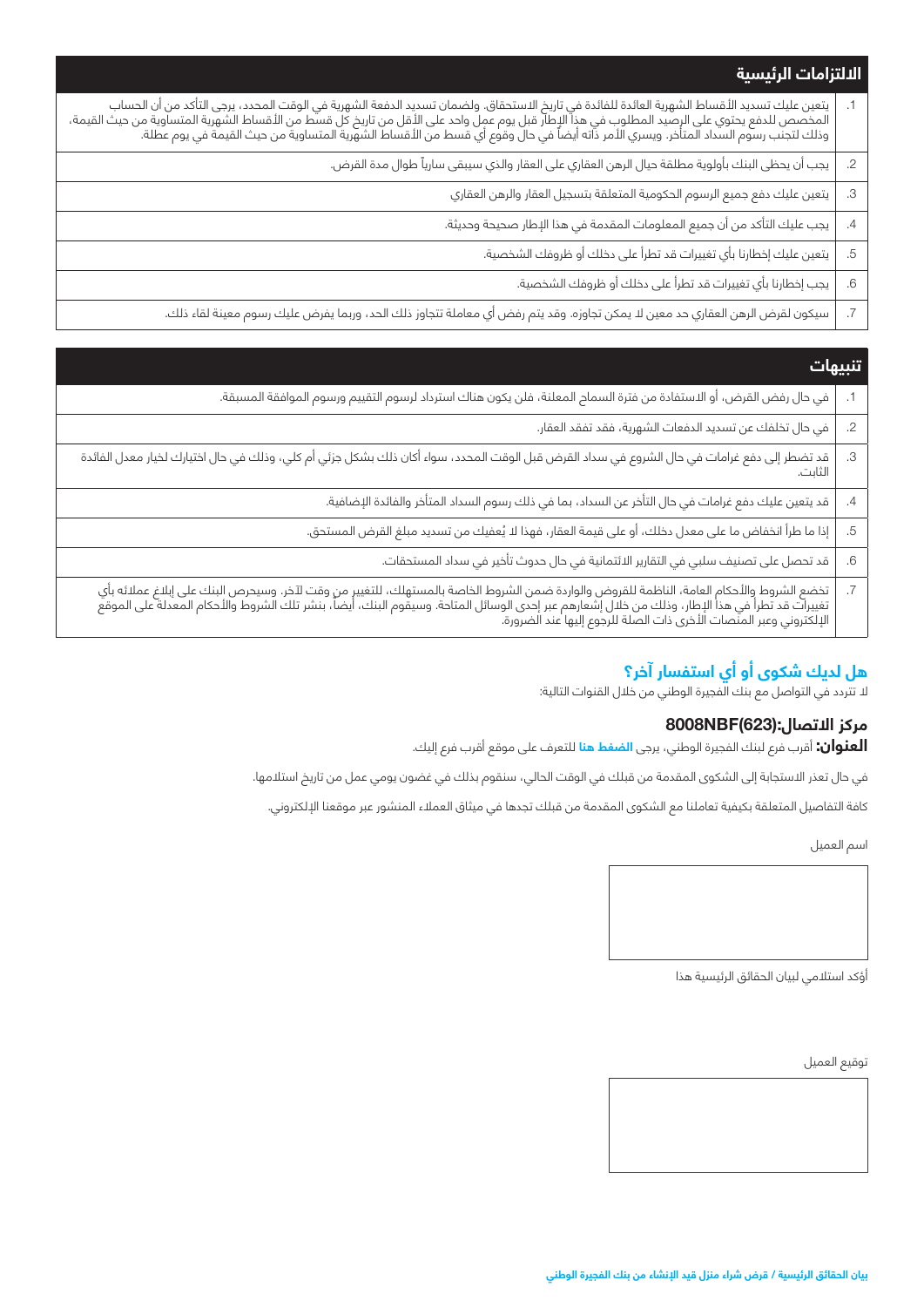## الالتزامات الرئيسية

| | |
|---|---|
| .1 | يتعين عليك تسديد الأقساط الشهرية العائدة للفائدة في تاريخ الاستحقاق. ولضمان تسديد الدفعة الشهرية في الوقت المحدد، يرجى التأكد من أن الحساب المخصص للدفع يحتوي على الرصيد المطلوب في هذا الإطار قبل يوم عمل واحد على الأقل من تاريخ كل قسط من الأقساط الشهرية المتساوية من حيث القيمة، وذلك لتجنب رسوم السداد المتأخر. ويسري الأمر ذاته أيضاً في حال وقوع أي قسط من الأقساط الشهرية المتساوية من حيث القيمة في يوم عطلة. |
| .2 | يجب أن يحظى البنك بأولوية مطلقة حيال الرهن العقاري على العقار والذي سيبقى سارياً طوال مدة القرض. |
| .3 | يتعين عليك دفع جميع الرسوم الحكومية المتعلقة بتسجيل العقار والرهن العقاري |
| .4 | يجب عليك التأكد من أن جميع المعلومات المقدمة في هذا الإطار صحيحة وحديثة. |
| .5 | يتعين عليك إخطارنا بأي تغييرات قد تطرأ على دخلك أو ظروفك الشخصية. |
| .6 | يجب إخطارنا بأي تغييرات قد تطرأ على دخلك أو ظروفك الشخصية. |
| .7 | سيكون لقرض الرهن العقاري حد معين لا يمكن تجاوزه. وقد يتم رفض أي معاملة تتجاوز ذلك الحد، وربما يفرض عليك رسوم معينة لقاء ذلك. |

## تنبيهات

| | |
|---|---|
| .1 | في حال رفض القرض، أو الاستفادة من فترة السماح المعلنة، فلن يكون هناك استرداد لرسوم التقييم ورسوم الموافقة المسبقة. |
| .2 | في حال تخلفك عن تسديد الدفعات الشهرية، فقد تفقد العقار. |
| .3 | قد تضطر إلى دفع غرامات في حال الشروع في سداد القرض قبل الوقت المحدد، سواء أكان ذلك بشكل جزئي أم كلي، وذلك في حال اختيارك لخيار معدل الفائدة الثابت. |
| .4 | قد يتعين عليك دفع غرامات في حال التأخر عن السداد، بما في ذلك رسوم السداد المتأخر والفائدة الإضافية. |
| .5 | إذا ما طرأ انخفاض ما على معدل دخلك، أو على قيمة العقار، فهذا لا يُعفيك من تسديد مبلغ القرض المستحق. |
| .6 | قد تحصل على تصنيف سلبي في التقارير الائتمانية في حال حدوث تأخير في سداد المستحقات. |
| .7 | تخضع الشروط والأحكام العامة، الناظمة للقروض والواردة ضمن الشروط الخاصة بالمستهلك، للتغيير من وقت لآخر. وسيحرص البنك على إبلاغ عملائه بأي تغييرات قد تطرأ في هذا الإطار، وذلك من خلال إشعارهم عبر إحدى الوسائل المتاحة. وسيقوم البنك، أيضاً، بنشر تلك الشروط والأحكام المعدلة على الموقع الإلكتروني وعبر المنصات الأخرى ذات الصلة للرجوع إليها عند الضرورة. |

## هل لديك شكوى أو أي استفسار آخر؟

لا تتردد في التواصل مع بنك الفجيرة الوطني من خلال القنوات التالية:

### مركز الاتصال:(623)8008NBF

**العنوان:** أقرب فرع لبنك الفجيرة الوطني، يرجى **الضغط هنا** للتعرف على موقع أقرب فرع إليك.

في حال تعذر الاستجابة إلى الشكوى المقدمة من قبلك في الوقت الحالي، سنقوم بذلك في غضون يومي عمل من تاريخ استلامها.

كافة التفاصيل المتعلقة بكيفية تعاملنا مع الشكوى المقدمة من قبلك تجدها في ميثاق العملاء المنشور عبر موقعنا الإلكتروني.

اسم العميل

أؤكد استلامي لبيان الحقائق الرئيسية هذا

توقيع العميل